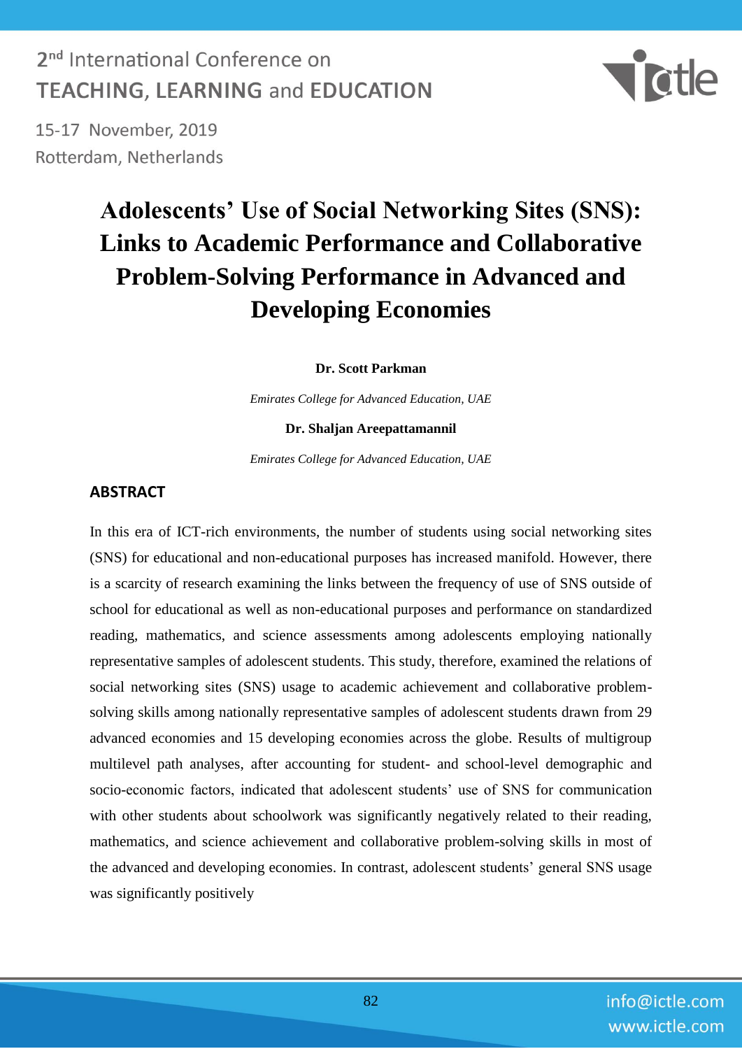# Adolescents' Use of Social Networking Sites (SNS): Links to Academic Performance and Collaborative Problem-Solving Performance in Advanced and Developing Economies

**Dr. Scott Parkman**

*Emirates College for Advanced Education, UAE*

**Dr. Shaljan Areepattamannil**

*Emirates College for Advanced Education, UAE*

## ABSTRACT

In this era of ICT-rich environments, the number of students using social networking sites (SNS) for educational and non-educational purposes has increased manifold. However, there is a scarcity of research examining the links between the frequency of use of SNS outside of school for educational as well as non-educational purposes and performance on standardized reading, mathematics, and science assessments among adolescents employing nationally representative samples of adolescent students. This study, therefore, examined the relations of social networking sites (SNS) usage to academic achievement and collaborative problem-solving skills among nationally representative samples of adolescent students drawn from 29 advanced economies and 15 developing economies across the globe. Results of multigroup multilevel path analyses, after accounting for student- and school-level demographic and socio-economic factors, indicated that adolescent students' use of SNS for communication with other students about schoolwork was significantly negatively related to their reading, mathematics, and science achievement and collaborative problem-solving skills in most of the advanced and developing economies. In contrast, adolescent students' general SNS usage was significantly positively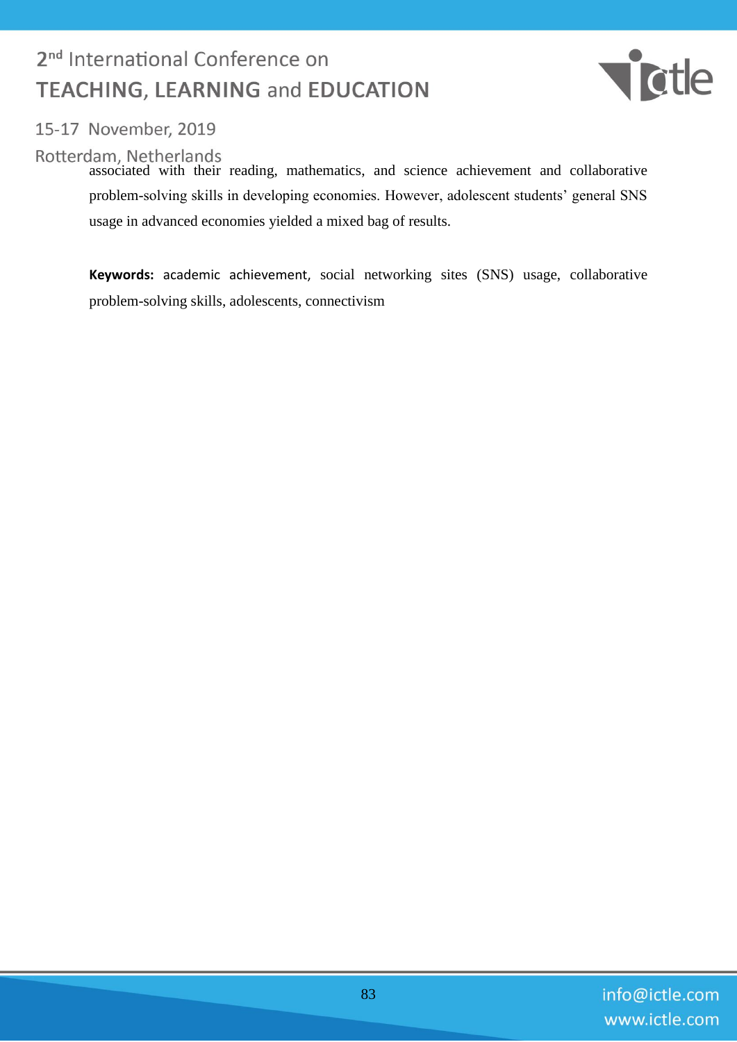associated with their reading, mathematics, and science achievement and collaborative problem-solving skills in developing economies. However, adolescent students' general SNS usage in advanced economies yielded a mixed bag of results.

**Keywords:** academic achievement, social networking sites (SNS) usage, collaborative problem-solving skills, adolescents, connectivism